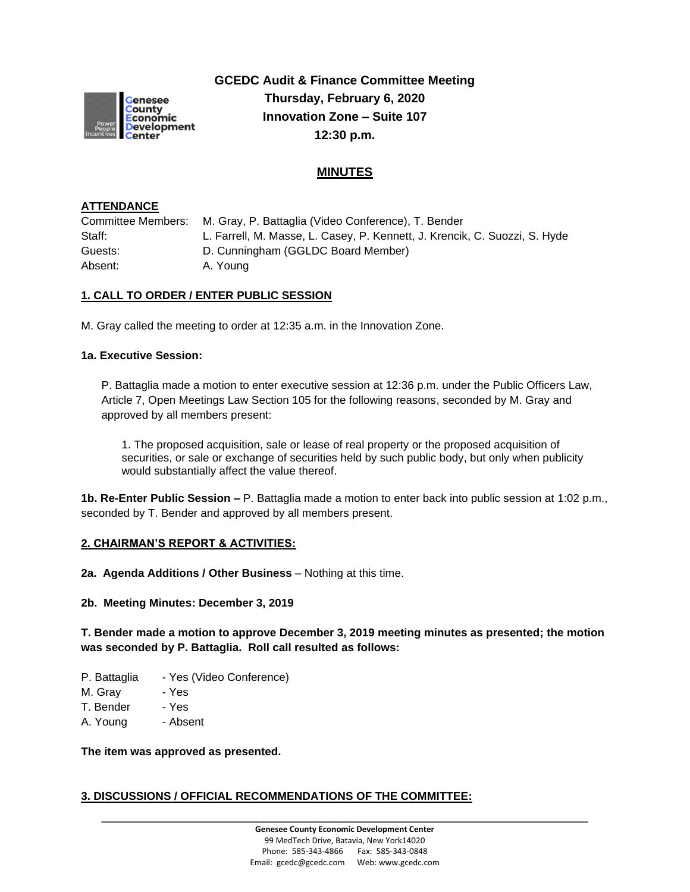# GCEDC Audit & Finance Committee Meeting
**Thursday, February 6, 2020**
**Innovation Zone – Suite 107**
**12:30 p.m.**

## MINUTES

### ATTENDANCE

| | |
|---|---|
| Committee Members: | M. Gray, P. Battaglia (Video Conference), T. Bender |
| Staff: | L. Farrell, M. Masse, L. Casey, P. Kennett, J. Krencik, C. Suozzi, S. Hyde |
| Guests: | D. Cunningham (GGLDC Board Member) |
| Absent: | A. Young |

### 1. CALL TO ORDER / ENTER PUBLIC SESSION

M. Gray called the meeting to order at 12:35 a.m. in the Innovation Zone.

**1a. Executive Session:**

P. Battaglia made a motion to enter executive session at 12:36 p.m. under the Public Officers Law, Article 7, Open Meetings Law Section 105 for the following reasons, seconded by M. Gray and approved by all members present:

1. The proposed acquisition, sale or lease of real property or the proposed acquisition of securities, or sale or exchange of securities held by such public body, but only when publicity would substantially affect the value thereof.

**1b. Re-Enter Public Session –** P. Battaglia made a motion to enter back into public session at 1:02 p.m., seconded by T. Bender and approved by all members present.

### 2. CHAIRMAN'S REPORT & ACTIVITIES:

**2a. Agenda Additions / Other Business** – Nothing at this time.

**2b. Meeting Minutes: December 3, 2019**

**T. Bender made a motion to approve December 3, 2019 meeting minutes as presented; the motion was seconded by P. Battaglia. Roll call resulted as follows:**

P. Battaglia - Yes (Video Conference)
M. Gray - Yes
T. Bender - Yes
A. Young - Absent

**The item was approved as presented.**

### 3. DISCUSSIONS / OFFICIAL RECOMMENDATIONS OF THE COMMITTEE: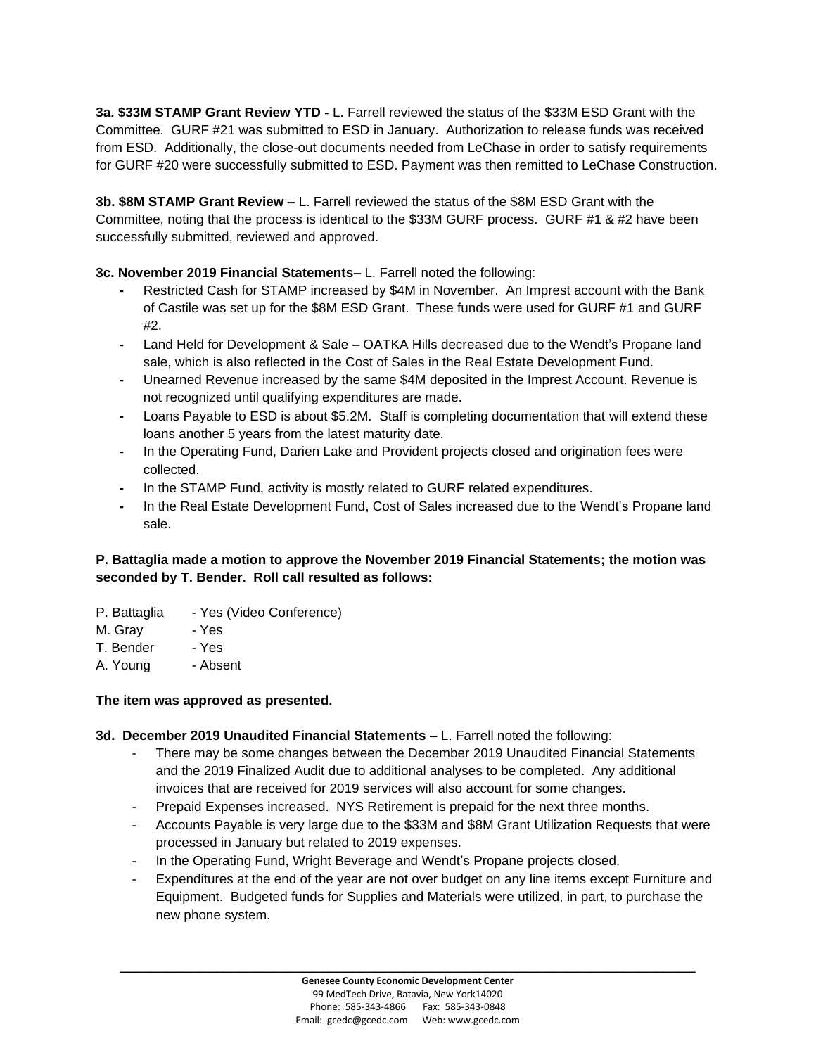**3a. $33M STAMP Grant Review YTD -** L. Farrell reviewed the status of the $33M ESD Grant with the Committee. GURF #21 was submitted to ESD in January. Authorization to release funds was received from ESD. Additionally, the close-out documents needed from LeChase in order to satisfy requirements for GURF #20 were successfully submitted to ESD. Payment was then remitted to LeChase Construction.

**3b. $8M STAMP Grant Review –** L. Farrell reviewed the status of the $8M ESD Grant with the Committee, noting that the process is identical to the $33M GURF process. GURF #1 & #2 have been successfully submitted, reviewed and approved.

**3c. November 2019 Financial Statements–** L. Farrell noted the following:

- Restricted Cash for STAMP increased by $4M in November. An Imprest account with the Bank of Castile was set up for the $8M ESD Grant. These funds were used for GURF #1 and GURF #2.
- Land Held for Development & Sale – OATKA Hills decreased due to the Wendt's Propane land sale, which is also reflected in the Cost of Sales in the Real Estate Development Fund.
- Unearned Revenue increased by the same $4M deposited in the Imprest Account. Revenue is not recognized until qualifying expenditures are made.
- Loans Payable to ESD is about $5.2M. Staff is completing documentation that will extend these loans another 5 years from the latest maturity date.
- In the Operating Fund, Darien Lake and Provident projects closed and origination fees were collected.
- In the STAMP Fund, activity is mostly related to GURF related expenditures.
- In the Real Estate Development Fund, Cost of Sales increased due to the Wendt's Propane land sale.

**P. Battaglia made a motion to approve the November 2019 Financial Statements; the motion was seconded by T. Bender. Roll call resulted as follows:**

P. Battaglia - Yes (Video Conference)
M. Gray - Yes
T. Bender - Yes
A. Young - Absent

**The item was approved as presented.**

**3d. December 2019 Unaudited Financial Statements –** L. Farrell noted the following:

- There may be some changes between the December 2019 Unaudited Financial Statements and the 2019 Finalized Audit due to additional analyses to be completed. Any additional invoices that are received for 2019 services will also account for some changes.
- Prepaid Expenses increased. NYS Retirement is prepaid for the next three months.
- Accounts Payable is very large due to the $33M and $8M Grant Utilization Requests that were processed in January but related to 2019 expenses.
- In the Operating Fund, Wright Beverage and Wendt's Propane projects closed.
- Expenditures at the end of the year are not over budget on any line items except Furniture and Equipment. Budgeted funds for Supplies and Materials were utilized, in part, to purchase the new phone system.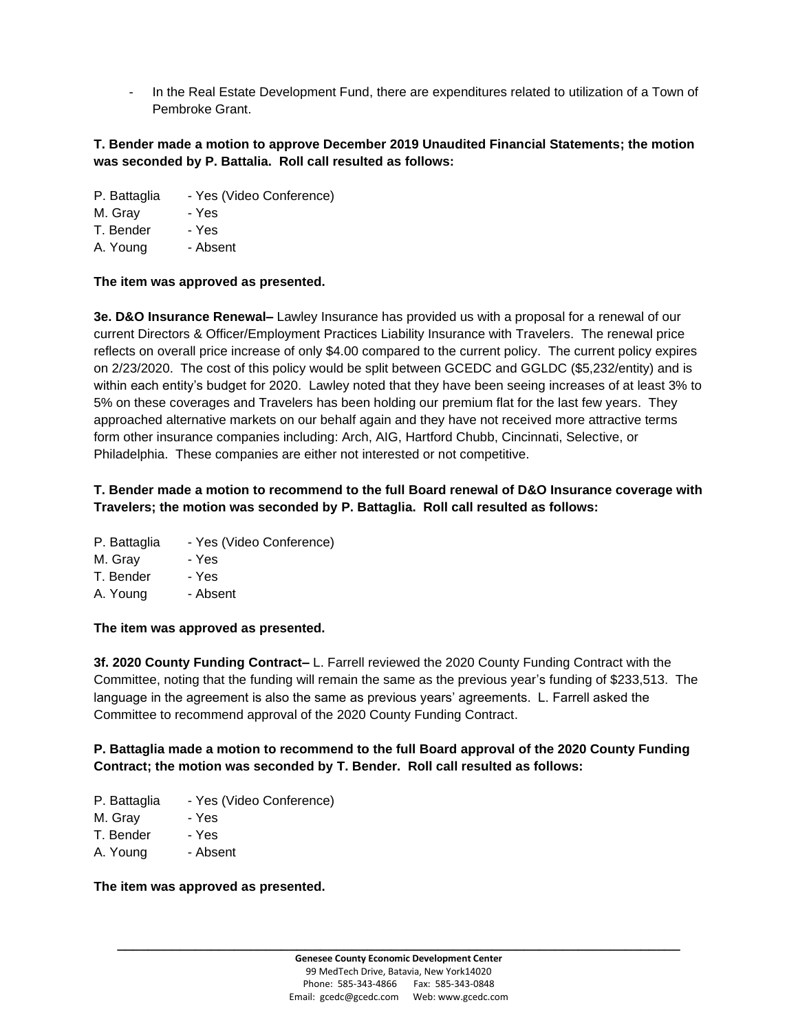- In the Real Estate Development Fund, there are expenditures related to utilization of a Town of Pembroke Grant.

**T. Bender made a motion to approve December 2019 Unaudited Financial Statements; the motion was seconded by P. Battalia. Roll call resulted as follows:**

P. Battaglia - Yes (Video Conference)
M. Gray - Yes
T. Bender - Yes
A. Young - Absent

**The item was approved as presented.**

**3e. D&O Insurance Renewal–** Lawley Insurance has provided us with a proposal for a renewal of our current Directors & Officer/Employment Practices Liability Insurance with Travelers. The renewal price reflects on overall price increase of only $4.00 compared to the current policy. The current policy expires on 2/23/2020. The cost of this policy would be split between GCEDC and GGLDC ($5,232/entity) and is within each entity's budget for 2020. Lawley noted that they have been seeing increases of at least 3% to 5% on these coverages and Travelers has been holding our premium flat for the last few years. They approached alternative markets on our behalf again and they have not received more attractive terms form other insurance companies including: Arch, AIG, Hartford Chubb, Cincinnati, Selective, or Philadelphia. These companies are either not interested or not competitive.

**T. Bender made a motion to recommend to the full Board renewal of D&O Insurance coverage with Travelers; the motion was seconded by P. Battaglia. Roll call resulted as follows:**

P. Battaglia - Yes (Video Conference)
M. Gray - Yes
T. Bender - Yes
A. Young - Absent

**The item was approved as presented.**

**3f. 2020 County Funding Contract–** L. Farrell reviewed the 2020 County Funding Contract with the Committee, noting that the funding will remain the same as the previous year's funding of $233,513. The language in the agreement is also the same as previous years' agreements. L. Farrell asked the Committee to recommend approval of the 2020 County Funding Contract.

**P. Battaglia made a motion to recommend to the full Board approval of the 2020 County Funding Contract; the motion was seconded by T. Bender. Roll call resulted as follows:**

P. Battaglia - Yes (Video Conference)
M. Gray - Yes
T. Bender - Yes
A. Young - Absent

**The item was approved as presented.**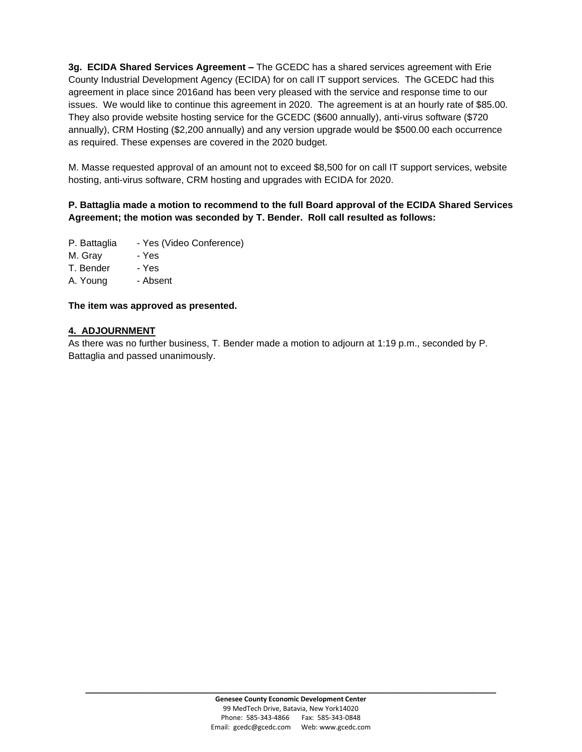**3g. ECIDA Shared Services Agreement –** The GCEDC has a shared services agreement with Erie County Industrial Development Agency (ECIDA) for on call IT support services. The GCEDC had this agreement in place since 2016and has been very pleased with the service and response time to our issues. We would like to continue this agreement in 2020. The agreement is at an hourly rate of $85.00. They also provide website hosting service for the GCEDC ($600 annually), anti-virus software ($720 annually), CRM Hosting ($2,200 annually) and any version upgrade would be $500.00 each occurrence as required. These expenses are covered in the 2020 budget.

M. Masse requested approval of an amount not to exceed $8,500 for on call IT support services, website hosting, anti-virus software, CRM hosting and upgrades with ECIDA for 2020.

**P. Battaglia made a motion to recommend to the full Board approval of the ECIDA Shared Services Agreement; the motion was seconded by T. Bender. Roll call resulted as follows:**

P. Battaglia - Yes (Video Conference)
M. Gray - Yes
T. Bender - Yes
A. Young - Absent

**The item was approved as presented.**

**4. ADJOURNMENT**

As there was no further business, T. Bender made a motion to adjourn at 1:19 p.m., seconded by P. Battaglia and passed unanimously.